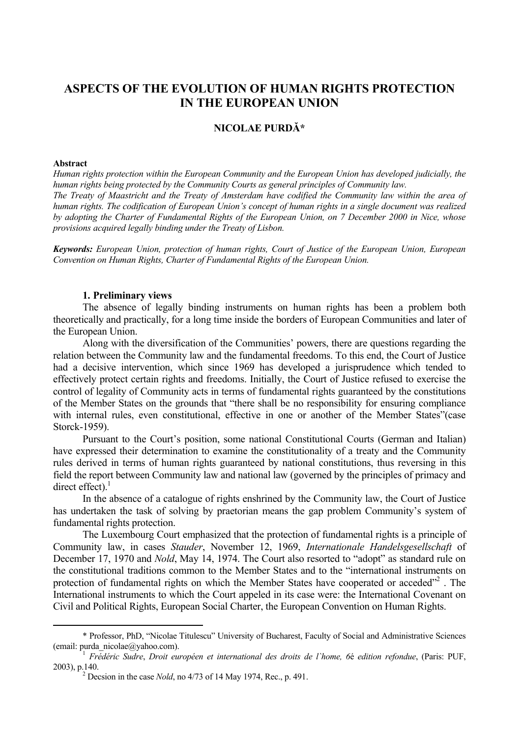# ASPECTS OF THE EVOLUTION OF HUMAN RIGHTS PROTECTION IN THE EUROPEAN UNION

**NICOLAE PURDĂ***

**Abstract**

*Human rights protection within the European Community and the European Union has developed judicially, the human rights being protected by the Community Courts as general principles of Community law.*

*The Treaty of Maastricht and the Treaty of Amsterdam have codified the Community law within the area of human rights. The codification of European Union's concept of human rights in a single document was realized by adopting the Charter of Fundamental Rights of the European Union, on 7 December 2000 in Nice, whose provisions acquired legally binding under the Treaty of Lisbon.*

***Keywords:*** *European Union, protection of human rights, Court of Justice of the European Union, European Convention on Human Rights, Charter of Fundamental Rights of the European Union.*

### 1. Preliminary views

The absence of legally binding instruments on human rights has been a problem both theoretically and practically, for a long time inside the borders of European Communities and later of the European Union.

Along with the diversification of the Communities' powers, there are questions regarding the relation between the Community law and the fundamental freedoms. To this end, the Court of Justice had a decisive intervention, which since 1969 has developed a jurisprudence which tended to effectively protect certain rights and freedoms. Initially, the Court of Justice refused to exercise the control of legality of Community acts in terms of fundamental rights guaranteed by the constitutions of the Member States on the grounds that "there shall be no responsibility for ensuring compliance with internal rules, even constitutional, effective in one or another of the Member States"(case Storck-1959).

Pursuant to the Court's position, some national Constitutional Courts (German and Italian) have expressed their determination to examine the constitutionality of a treaty and the Community rules derived in terms of human rights guaranteed by national constitutions, thus reversing in this field the report between Community law and national law (governed by the principles of primacy and direct effect).[1]

In the absence of a catalogue of rights enshrined by the Community law, the Court of Justice has undertaken the task of solving by praetorian means the gap problem Community's system of fundamental rights protection.

The Luxembourg Court emphasized that the protection of fundamental rights is a principle of Community law, in cases *Stauder*, November 12, 1969, *Internationale Handelsgesellschaft* of December 17, 1970 and *Nold*, May 14, 1974. The Court also resorted to "adopt" as standard rule on the constitutional traditions common to the Member States and to the "international instruments on protection of fundamental rights on which the Member States have cooperated or acceded"[2] . The International instruments to which the Court appeled in its case were: the International Covenant on Civil and Political Rights, European Social Charter, the European Convention on Human Rights.

---

\* Professor, PhD, "Nicolae Titulescu" University of Bucharest, Faculty of Social and Administrative Sciences (email: purda_nicolae@yahoo.com).

[1] *Frédéric Sudre*, *Droit européen et international des droits de l`home, 6*é *edition refondue*, (Paris: PUF, 2003), p.140.

[2] Decsion in the case *Nold*, no 4/73 of 14 May 1974, Rec., p. 491.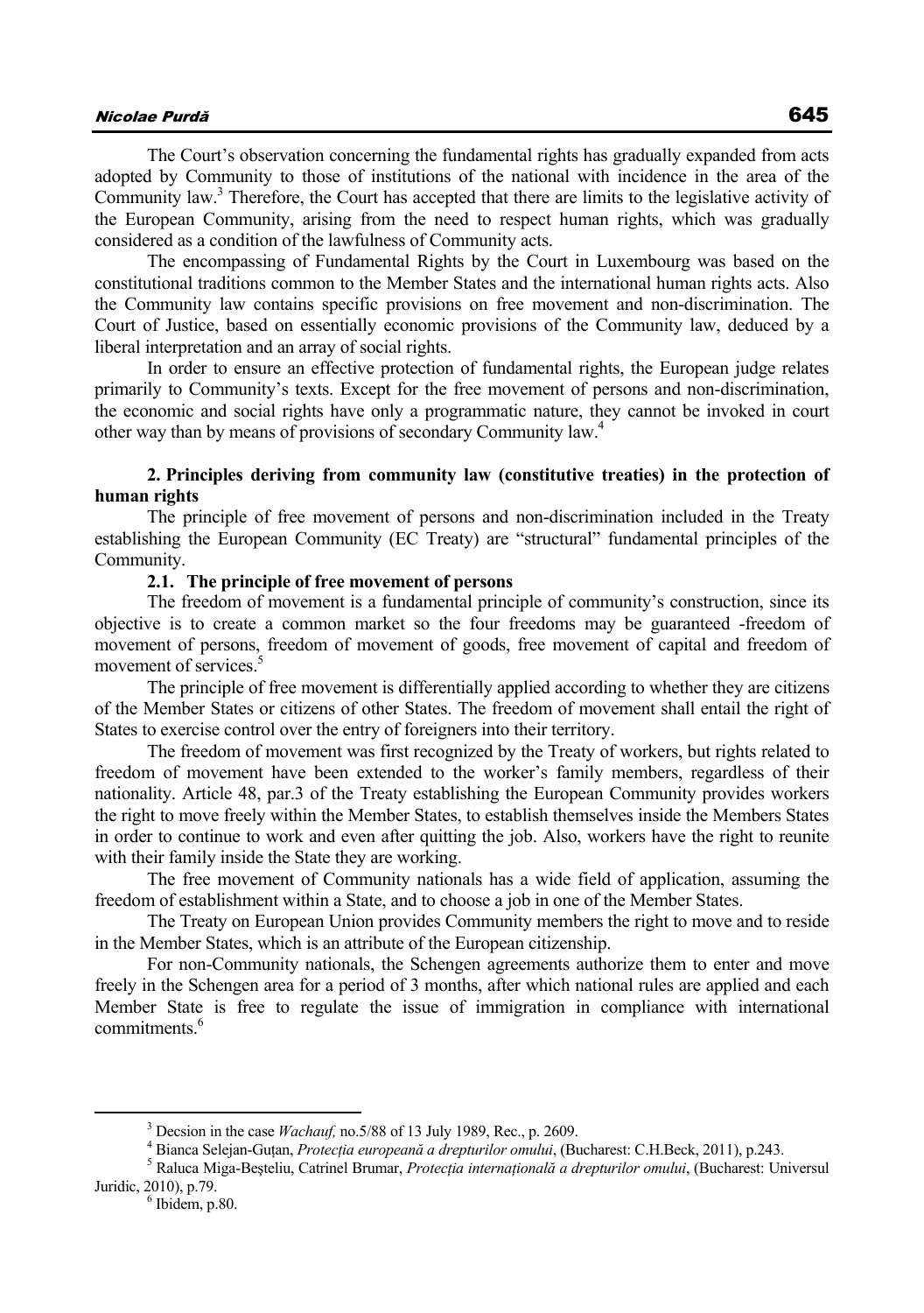The Court's observation concerning the fundamental rights has gradually expanded from acts adopted by Community to those of institutions of the national with incidence in the area of the Community law.[3] Therefore, the Court has accepted that there are limits to the legislative activity of the European Community, arising from the need to respect human rights, which was gradually considered as a condition of the lawfulness of Community acts.

The encompassing of Fundamental Rights by the Court in Luxembourg was based on the constitutional traditions common to the Member States and the international human rights acts. Also the Community law contains specific provisions on free movement and non-discrimination. The Court of Justice, based on essentially economic provisions of the Community law, deduced by a liberal interpretation and an array of social rights.

In order to ensure an effective protection of fundamental rights, the European judge relates primarily to Community's texts. Except for the free movement of persons and non-discrimination, the economic and social rights have only a programmatic nature, they cannot be invoked in court other way than by means of provisions of secondary Community law.[4]

## 2. Principles deriving from community law (constitutive treaties) in the protection of human rights

The principle of free movement of persons and non-discrimination included in the Treaty establishing the European Community (EC Treaty) are "structural" fundamental principles of the Community.

### 2.1. The principle of free movement of persons

The freedom of movement is a fundamental principle of community's construction, since its objective is to create a common market so the four freedoms may be guaranteed -freedom of movement of persons, freedom of movement of goods, free movement of capital and freedom of movement of services.[5]

The principle of free movement is differentially applied according to whether they are citizens of the Member States or citizens of other States. The freedom of movement shall entail the right of States to exercise control over the entry of foreigners into their territory.

The freedom of movement was first recognized by the Treaty of workers, but rights related to freedom of movement have been extended to the worker's family members, regardless of their nationality. Article 48, par.3 of the Treaty establishing the European Community provides workers the right to move freely within the Member States, to establish themselves inside the Members States in order to continue to work and even after quitting the job. Also, workers have the right to reunite with their family inside the State they are working.

The free movement of Community nationals has a wide field of application, assuming the freedom of establishment within a State, and to choose a job in one of the Member States.

The Treaty on European Union provides Community members the right to move and to reside in the Member States, which is an attribute of the European citizenship.

For non-Community nationals, the Schengen agreements authorize them to enter and move freely in the Schengen area for a period of 3 months, after which national rules are applied and each Member State is free to regulate the issue of immigration in compliance with international commitments.[6]

---

[3] Decsion in the case *Wachauf,* no.5/88 of 13 July 1989, Rec., p. 2609.

[4] Bianca Selejan-Guțan, *Protecția europeană a drepturilor omului*, (Bucharest: C.H.Beck, 2011), p.243.

[5] Raluca Miga-Beșteliu, Catrinel Brumar, *Protecția internațională a drepturilor omului*, (Bucharest: Universul Juridic, 2010), p.79.

[6] Ibidem, p.80.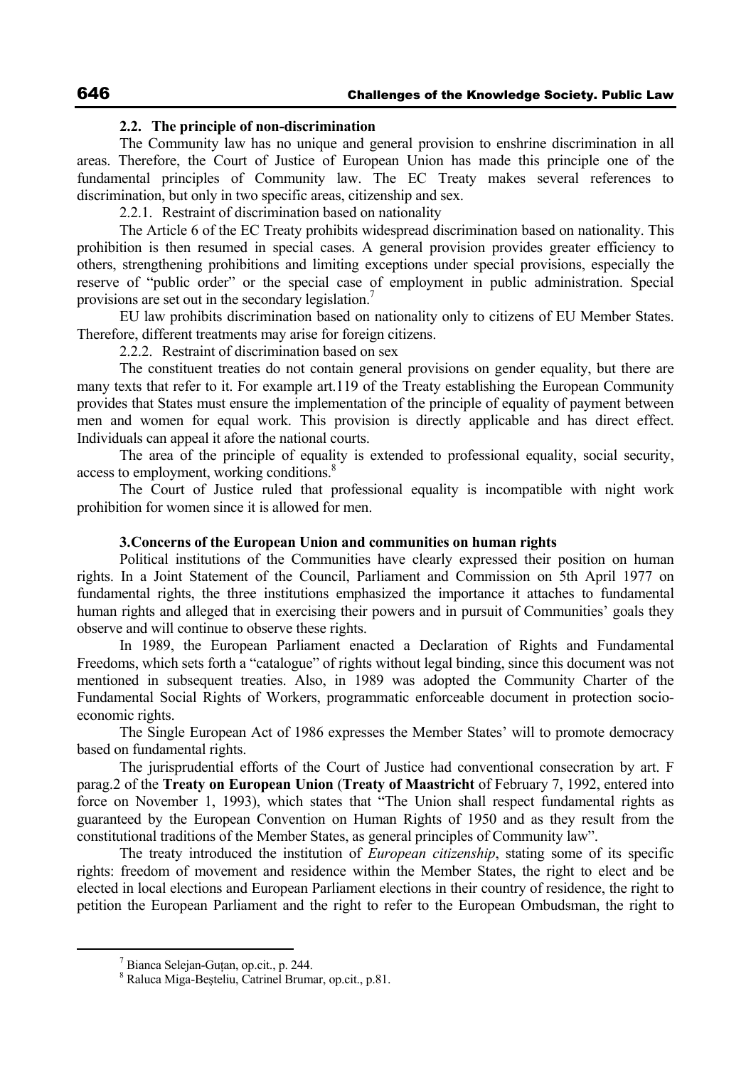### 2.2. The principle of non-discrimination

The Community law has no unique and general provision to enshrine discrimination in all areas. Therefore, the Court of Justice of European Union has made this principle one of the fundamental principles of Community law. The EC Treaty makes several references to discrimination, but only in two specific areas, citizenship and sex.

2.2.1. Restraint of discrimination based on nationality

The Article 6 of the EC Treaty prohibits widespread discrimination based on nationality. This prohibition is then resumed in special cases. A general provision provides greater efficiency to others, strengthening prohibitions and limiting exceptions under special provisions, especially the reserve of "public order" or the special case of employment in public administration. Special provisions are set out in the secondary legislation.[7]

EU law prohibits discrimination based on nationality only to citizens of EU Member States. Therefore, different treatments may arise for foreign citizens.

2.2.2. Restraint of discrimination based on sex

The constituent treaties do not contain general provisions on gender equality, but there are many texts that refer to it. For example art.119 of the Treaty establishing the European Community provides that States must ensure the implementation of the principle of equality of payment between men and women for equal work. This provision is directly applicable and has direct effect. Individuals can appeal it afore the national courts.

The area of the principle of equality is extended to professional equality, social security, access to employment, working conditions.[8]

The Court of Justice ruled that professional equality is incompatible with night work prohibition for women since it is allowed for men.

### 3.Concerns of the European Union and communities on human rights

Political institutions of the Communities have clearly expressed their position on human rights. In a Joint Statement of the Council, Parliament and Commission on 5th April 1977 on fundamental rights, the three institutions emphasized the importance it attaches to fundamental human rights and alleged that in exercising their powers and in pursuit of Communities' goals they observe and will continue to observe these rights.

In 1989, the European Parliament enacted a Declaration of Rights and Fundamental Freedoms, which sets forth a "catalogue" of rights without legal binding, since this document was not mentioned in subsequent treaties. Also, in 1989 was adopted the Community Charter of the Fundamental Social Rights of Workers, programmatic enforceable document in protection socio-economic rights.

The Single European Act of 1986 expresses the Member States' will to promote democracy based on fundamental rights.

The jurisprudential efforts of the Court of Justice had conventional consecration by art. F parag.2 of the **Treaty on European Union** (**Treaty of Maastricht** of February 7, 1992, entered into force on November 1, 1993), which states that "The Union shall respect fundamental rights as guaranteed by the European Convention on Human Rights of 1950 and as they result from the constitutional traditions of the Member States, as general principles of Community law".

The treaty introduced the institution of *European citizenship*, stating some of its specific rights: freedom of movement and residence within the Member States, the right to elect and be elected in local elections and European Parliament elections in their country of residence, the right to petition the European Parliament and the right to refer to the European Ombudsman, the right to

---

[7] Bianca Selejan-Guţan, op.cit., p. 244.

[8] Raluca Miga-Beşteliu, Catrinel Brumar, op.cit., p.81.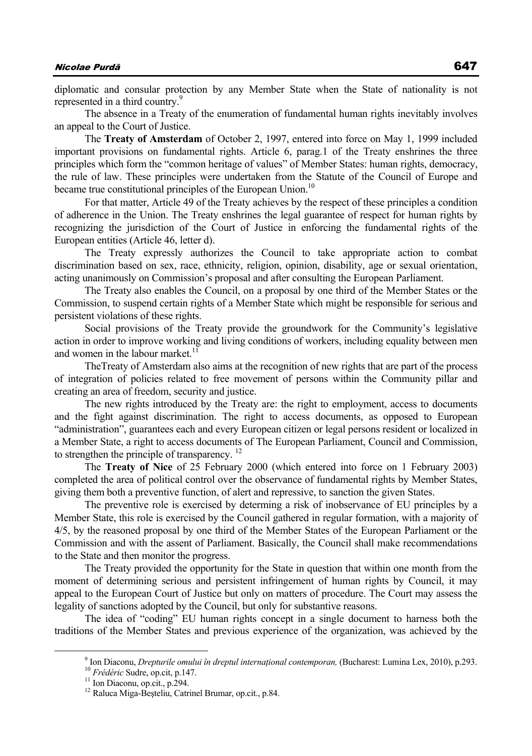diplomatic and consular protection by any Member State when the State of nationality is not represented in a third country.[9]

The absence in a Treaty of the enumeration of fundamental human rights inevitably involves an appeal to the Court of Justice.

The **Treaty of Amsterdam** of October 2, 1997, entered into force on May 1, 1999 included important provisions on fundamental rights. Article 6, parag.1 of the Treaty enshrines the three principles which form the "common heritage of values" of Member States: human rights, democracy, the rule of law. These principles were undertaken from the Statute of the Council of Europe and became true constitutional principles of the European Union.[10]

For that matter, Article 49 of the Treaty achieves by the respect of these principles a condition of adherence in the Union. The Treaty enshrines the legal guarantee of respect for human rights by recognizing the jurisdiction of the Court of Justice in enforcing the fundamental rights of the European entities (Article 46, letter d).

The Treaty expressly authorizes the Council to take appropriate action to combat discrimination based on sex, race, ethnicity, religion, opinion, disability, age or sexual orientation, acting unanimously on Commission's proposal and after consulting the European Parliament.

The Treaty also enables the Council, on a proposal by one third of the Member States or the Commission, to suspend certain rights of a Member State which might be responsible for serious and persistent violations of these rights.

Social provisions of the Treaty provide the groundwork for the Community's legislative action in order to improve working and living conditions of workers, including equality between men and women in the labour market.[11]

TheTreaty of Amsterdam also aims at the recognition of new rights that are part of the process of integration of policies related to free movement of persons within the Community pillar and creating an area of freedom, security and justice.

The new rights introduced by the Treaty are: the right to employment, access to documents and the fight against discrimination. The right to access documents, as opposed to European "administration", guarantees each and every European citizen or legal persons resident or localized in a Member State, a right to access documents of The European Parliament, Council and Commission, to strengthen the principle of transparency. [12]

The **Treaty of Nice** of 25 February 2000 (which entered into force on 1 February 2003) completed the area of political control over the observance of fundamental rights by Member States, giving them both a preventive function, of alert and repressive, to sanction the given States.

The preventive role is exercised by determing a risk of inobservance of EU principles by a Member State, this role is exercised by the Council gathered in regular formation, with a majority of 4/5, by the reasoned proposal by one third of the Member States of the European Parliament or the Commission and with the assent of Parliament. Basically, the Council shall make recommendations to the State and then monitor the progress.

The Treaty provided the opportunity for the State in question that within one month from the moment of determining serious and persistent infringement of human rights by Council, it may appeal to the European Court of Justice but only on matters of procedure. The Court may assess the legality of sanctions adopted by the Council, but only for substantive reasons.

The idea of "coding" EU human rights concept in a single document to harness both the traditions of the Member States and previous experience of the organization, was achieved by the

---

[9] Ion Diaconu, *Drepturile omului în dreptul internațional contemporan,* (Bucharest: Lumina Lex, 2010), p.293.

[10] *Frédéric* Sudre, op.cit, p.147.

[11] Ion Diaconu, op.cit., p.294.

[12] Raluca Miga-Beșteliu, Catrinel Brumar, op.cit., p.84.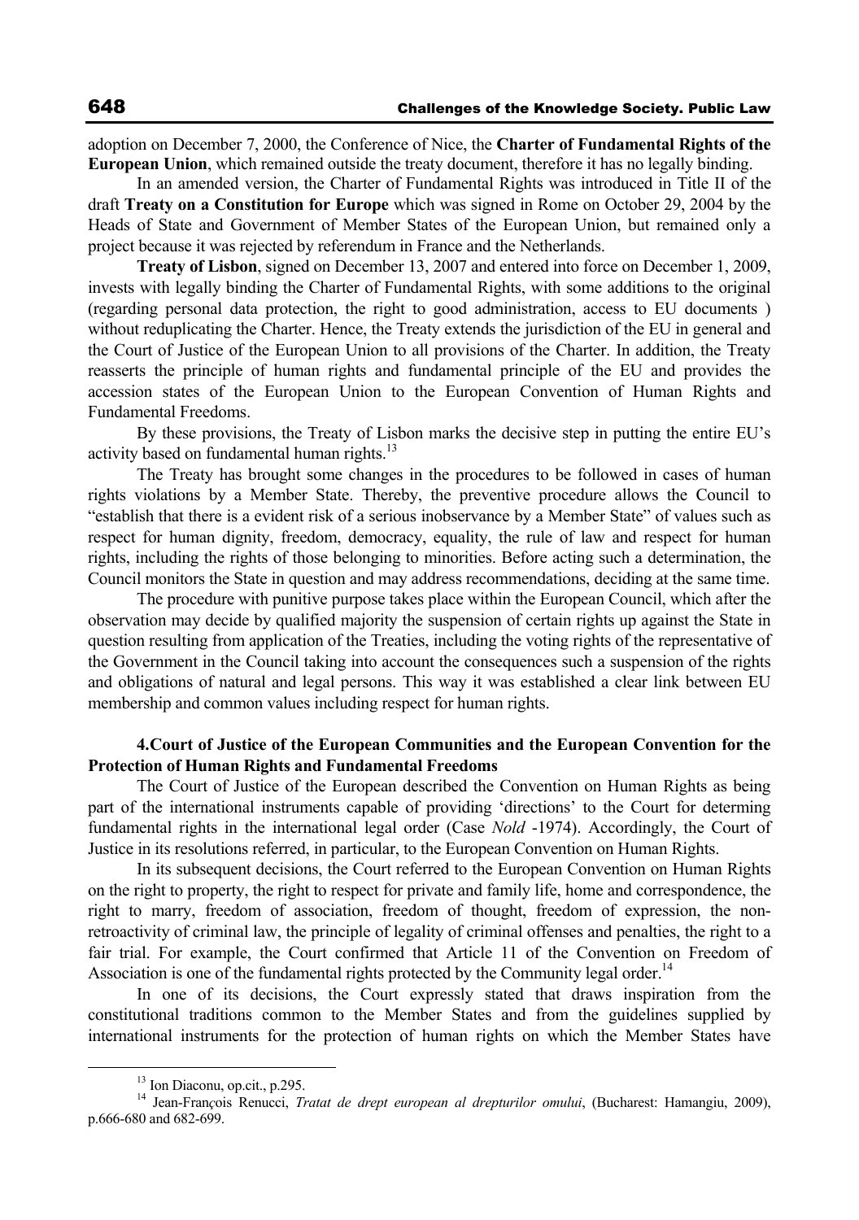adoption on December 7, 2000, the Conference of Nice, the **Charter of Fundamental Rights of the European Union**, which remained outside the treaty document, therefore it has no legally binding.

In an amended version, the Charter of Fundamental Rights was introduced in Title II of the draft **Treaty on a Constitution for Europe** which was signed in Rome on October 29, 2004 by the Heads of State and Government of Member States of the European Union, but remained only a project because it was rejected by referendum in France and the Netherlands.

**Treaty of Lisbon**, signed on December 13, 2007 and entered into force on December 1, 2009, invests with legally binding the Charter of Fundamental Rights, with some additions to the original (regarding personal data protection, the right to good administration, access to EU documents ) without reduplicating the Charter. Hence, the Treaty extends the jurisdiction of the EU in general and the Court of Justice of the European Union to all provisions of the Charter. In addition, the Treaty reasserts the principle of human rights and fundamental principle of the EU and provides the accession states of the European Union to the European Convention of Human Rights and Fundamental Freedoms.

By these provisions, the Treaty of Lisbon marks the decisive step in putting the entire EU's activity based on fundamental human rights.[13]

The Treaty has brought some changes in the procedures to be followed in cases of human rights violations by a Member State. Thereby, the preventive procedure allows the Council to "establish that there is a evident risk of a serious inobservance by a Member State" of values such as respect for human dignity, freedom, democracy, equality, the rule of law and respect for human rights, including the rights of those belonging to minorities. Before acting such a determination, the Council monitors the State in question and may address recommendations, deciding at the same time.

The procedure with punitive purpose takes place within the European Council, which after the observation may decide by qualified majority the suspension of certain rights up against the State in question resulting from application of the Treaties, including the voting rights of the representative of the Government in the Council taking into account the consequences such a suspension of the rights and obligations of natural and legal persons. This way it was established a clear link between EU membership and common values including respect for human rights.

### 4.Court of Justice of the European Communities and the European Convention for the Protection of Human Rights and Fundamental Freedoms

The Court of Justice of the European described the Convention on Human Rights as being part of the international instruments capable of providing 'directions' to the Court for determing fundamental rights in the international legal order (Case *Nold* -1974). Accordingly, the Court of Justice in its resolutions referred, in particular, to the European Convention on Human Rights.

In its subsequent decisions, the Court referred to the European Convention on Human Rights on the right to property, the right to respect for private and family life, home and correspondence, the right to marry, freedom of association, freedom of thought, freedom of expression, the non-retroactivity of criminal law, the principle of legality of criminal offenses and penalties, the right to a fair trial. For example, the Court confirmed that Article 11 of the Convention on Freedom of Association is one of the fundamental rights protected by the Community legal order.[14]

In one of its decisions, the Court expressly stated that draws inspiration from the constitutional traditions common to the Member States and from the guidelines supplied by international instruments for the protection of human rights on which the Member States have

---

[13] Ion Diaconu, op.cit., p.295.

[14] Jean-François Renucci, *Tratat de drept european al drepturilor omului*, (Bucharest: Hamangiu, 2009), p.666-680 and 682-699.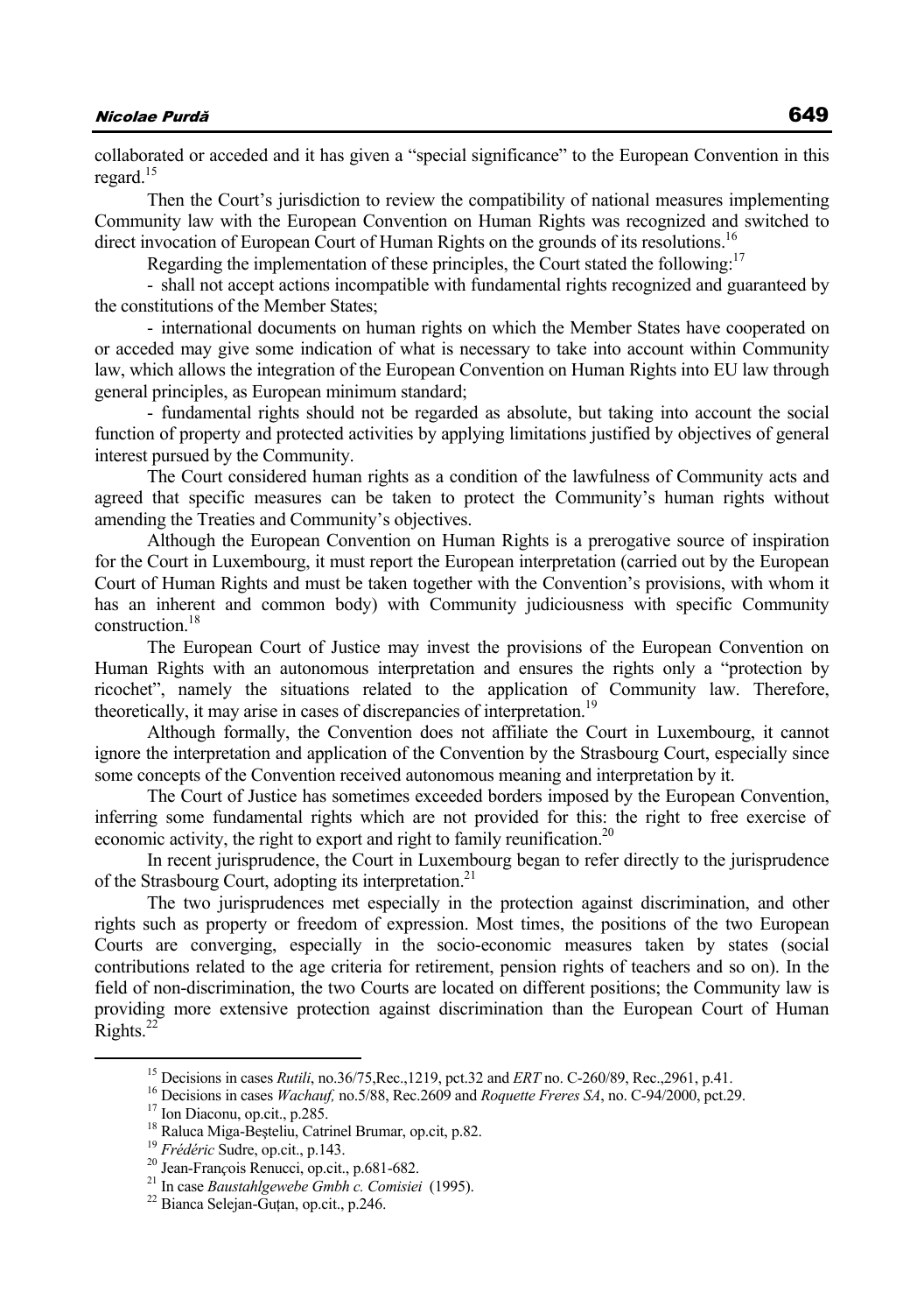collaborated or acceded and it has given a "special significance" to the European Convention in this regard.[15]

Then the Court's jurisdiction to review the compatibility of national measures implementing Community law with the European Convention on Human Rights was recognized and switched to direct invocation of European Court of Human Rights on the grounds of its resolutions.[16]

Regarding the implementation of these principles, the Court stated the following:[17]

- shall not accept actions incompatible with fundamental rights recognized and guaranteed by the constitutions of the Member States;

- international documents on human rights on which the Member States have cooperated on or acceded may give some indication of what is necessary to take into account within Community law, which allows the integration of the European Convention on Human Rights into EU law through general principles, as European minimum standard;

- fundamental rights should not be regarded as absolute, but taking into account the social function of property and protected activities by applying limitations justified by objectives of general interest pursued by the Community.

The Court considered human rights as a condition of the lawfulness of Community acts and agreed that specific measures can be taken to protect the Community's human rights without amending the Treaties and Community's objectives.

Although the European Convention on Human Rights is a prerogative source of inspiration for the Court in Luxembourg, it must report the European interpretation (carried out by the European Court of Human Rights and must be taken together with the Convention's provisions, with whom it has an inherent and common body) with Community judiciousness with specific Community construction.[18]

The European Court of Justice may invest the provisions of the European Convention on Human Rights with an autonomous interpretation and ensures the rights only a "protection by ricochet", namely the situations related to the application of Community law. Therefore, theoretically, it may arise in cases of discrepancies of interpretation.[19]

Although formally, the Convention does not affiliate the Court in Luxembourg, it cannot ignore the interpretation and application of the Convention by the Strasbourg Court, especially since some concepts of the Convention received autonomous meaning and interpretation by it.

The Court of Justice has sometimes exceeded borders imposed by the European Convention, inferring some fundamental rights which are not provided for this: the right to free exercise of economic activity, the right to export and right to family reunification.[20]

In recent jurisprudence, the Court in Luxembourg began to refer directly to the jurisprudence of the Strasbourg Court, adopting its interpretation.[21]

The two jurisprudences met especially in the protection against discrimination, and other rights such as property or freedom of expression. Most times, the positions of the two European Courts are converging, especially in the socio-economic measures taken by states (social contributions related to the age criteria for retirement, pension rights of teachers and so on). In the field of non-discrimination, the two Courts are located on different positions; the Community law is providing more extensive protection against discrimination than the European Court of Human Rights.[22]

---

[15] Decisions in cases *Rutili*, no.36/75,Rec.,1219, pct.32 and *ERT* no. C-260/89, Rec.,2961, p.41.

[16] Decisions in cases *Wachauf,* no.5/88, Rec.2609 and *Roquette Freres SA*, no. C-94/2000, pct.29.

[17] Ion Diaconu, op.cit., p.285.

[18] Raluca Miga-Beșteliu, Catrinel Brumar, op.cit, p.82.

[19] *Frédéric* Sudre, op.cit., p.143.

[20] Jean-François Renucci, op.cit., p.681-682.

[21] In case *Baustahlgewebe Gmbh c. Comisiei* (1995).

[22] Bianca Selejan-Guțan, op.cit., p.246.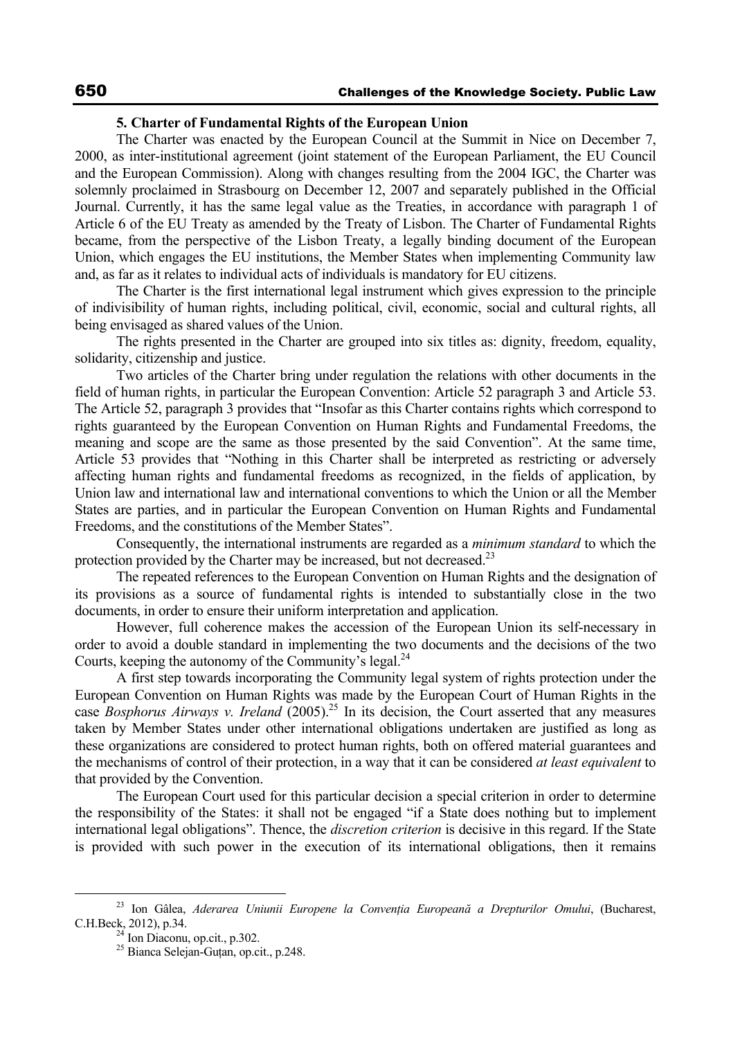### 5. Charter of Fundamental Rights of the European Union

The Charter was enacted by the European Council at the Summit in Nice on December 7, 2000, as inter-institutional agreement (joint statement of the European Parliament, the EU Council and the European Commission). Along with changes resulting from the 2004 IGC, the Charter was solemnly proclaimed in Strasbourg on December 12, 2007 and separately published in the Official Journal. Currently, it has the same legal value as the Treaties, in accordance with paragraph 1 of Article 6 of the EU Treaty as amended by the Treaty of Lisbon. The Charter of Fundamental Rights became, from the perspective of the Lisbon Treaty, a legally binding document of the European Union, which engages the EU institutions, the Member States when implementing Community law and, as far as it relates to individual acts of individuals is mandatory for EU citizens.

The Charter is the first international legal instrument which gives expression to the principle of indivisibility of human rights, including political, civil, economic, social and cultural rights, all being envisaged as shared values of the Union.

The rights presented in the Charter are grouped into six titles as: dignity, freedom, equality, solidarity, citizenship and justice.

Two articles of the Charter bring under regulation the relations with other documents in the field of human rights, in particular the European Convention: Article 52 paragraph 3 and Article 53. The Article 52, paragraph 3 provides that "Insofar as this Charter contains rights which correspond to rights guaranteed by the European Convention on Human Rights and Fundamental Freedoms, the meaning and scope are the same as those presented by the said Convention". At the same time, Article 53 provides that "Nothing in this Charter shall be interpreted as restricting or adversely affecting human rights and fundamental freedoms as recognized, in the fields of application, by Union law and international law and international conventions to which the Union or all the Member States are parties, and in particular the European Convention on Human Rights and Fundamental Freedoms, and the constitutions of the Member States".

Consequently, the international instruments are regarded as a *minimum standard* to which the protection provided by the Charter may be increased, but not decreased.[23]

The repeated references to the European Convention on Human Rights and the designation of its provisions as a source of fundamental rights is intended to substantially close in the two documents, in order to ensure their uniform interpretation and application.

However, full coherence makes the accession of the European Union its self-necessary in order to avoid a double standard in implementing the two documents and the decisions of the two Courts, keeping the autonomy of the Community's legal.[24]

A first step towards incorporating the Community legal system of rights protection under the European Convention on Human Rights was made by the European Court of Human Rights in the case *Bosphorus Airways v. Ireland* (2005).[25] In its decision, the Court asserted that any measures taken by Member States under other international obligations undertaken are justified as long as these organizations are considered to protect human rights, both on offered material guarantees and the mechanisms of control of their protection, in a way that it can be considered *at least equivalent* to that provided by the Convention.

The European Court used for this particular decision a special criterion in order to determine the responsibility of the States: it shall not be engaged "if a State does nothing but to implement international legal obligations". Thence, the *discretion criterion* is decisive in this regard. If the State is provided with such power in the execution of its international obligations, then it remains

---

[23] Ion Gâlea, *Aderarea Uniunii Europene la Convenția Europeană a Drepturilor Omului*, (Bucharest, C.H.Beck, 2012), p.34.

[24] Ion Diaconu, op.cit., p.302.

[25] Bianca Selejan-Guțan, op.cit., p.248.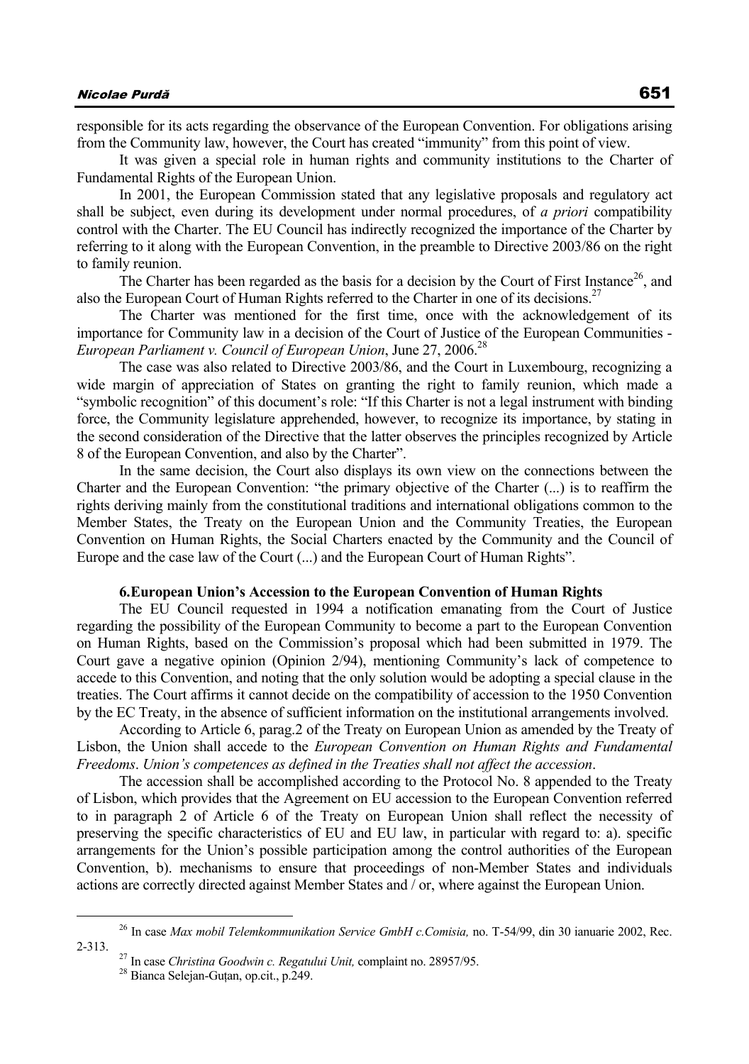responsible for its acts regarding the observance of the European Convention. For obligations arising from the Community law, however, the Court has created "immunity" from this point of view.

It was given a special role in human rights and community institutions to the Charter of Fundamental Rights of the European Union.

In 2001, the European Commission stated that any legislative proposals and regulatory act shall be subject, even during its development under normal procedures, of *a priori* compatibility control with the Charter. The EU Council has indirectly recognized the importance of the Charter by referring to it along with the European Convention, in the preamble to Directive 2003/86 on the right to family reunion.

The Charter has been regarded as the basis for a decision by the Court of First Instance[26], and also the European Court of Human Rights referred to the Charter in one of its decisions.[27]

The Charter was mentioned for the first time, once with the acknowledgement of its importance for Community law in a decision of the Court of Justice of the European Communities - *European Parliament v. Council of European Union*, June 27, 2006.[28]

The case was also related to Directive 2003/86, and the Court in Luxembourg, recognizing a wide margin of appreciation of States on granting the right to family reunion, which made a "symbolic recognition" of this document's role: "If this Charter is not a legal instrument with binding force, the Community legislature apprehended, however, to recognize its importance, by stating in the second consideration of the Directive that the latter observes the principles recognized by Article 8 of the European Convention, and also by the Charter".

In the same decision, the Court also displays its own view on the connections between the Charter and the European Convention: "the primary objective of the Charter (...) is to reaffirm the rights deriving mainly from the constitutional traditions and international obligations common to the Member States, the Treaty on the European Union and the Community Treaties, the European Convention on Human Rights, the Social Charters enacted by the Community and the Council of Europe and the case law of the Court (...) and the European Court of Human Rights".

## 6.European Union's Accession to the European Convention of Human Rights

The EU Council requested in 1994 a notification emanating from the Court of Justice regarding the possibility of the European Community to become a part to the European Convention on Human Rights, based on the Commission's proposal which had been submitted in 1979. The Court gave a negative opinion (Opinion 2/94), mentioning Community's lack of competence to accede to this Convention, and noting that the only solution would be adopting a special clause in the treaties. The Court affirms it cannot decide on the compatibility of accession to the 1950 Convention by the EC Treaty, in the absence of sufficient information on the institutional arrangements involved.

According to Article 6, parag.2 of the Treaty on European Union as amended by the Treaty of Lisbon, the Union shall accede to the *European Convention on Human Rights and Fundamental Freedoms*. *Union's competences as defined in the Treaties shall not affect the accession*.

The accession shall be accomplished according to the Protocol No. 8 appended to the Treaty of Lisbon, which provides that the Agreement on EU accession to the European Convention referred to in paragraph 2 of Article 6 of the Treaty on European Union shall reflect the necessity of preserving the specific characteristics of EU and EU law, in particular with regard to: a). specific arrangements for the Union's possible participation among the control authorities of the European Convention, b). mechanisms to ensure that proceedings of non-Member States and individuals actions are correctly directed against Member States and / or, where against the European Union.

---

[26] In case *Max mobil Telemkommunikation Service GmbH c.Comisia,* no. T-54/99, din 30 ianuarie 2002, Rec. 2-313.

[27] In case *Christina Goodwin c. Regatului Unit,* complaint no. 28957/95.

[28] Bianca Selejan-Guțan, op.cit., p.249.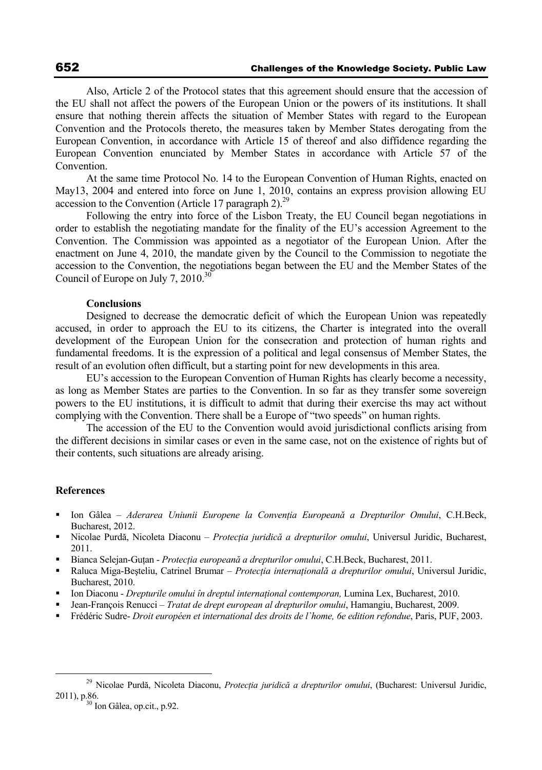Also, Article 2 of the Protocol states that this agreement should ensure that the accession of the EU shall not affect the powers of the European Union or the powers of its institutions. It shall ensure that nothing therein affects the situation of Member States with regard to the European Convention and the Protocols thereto, the measures taken by Member States derogating from the European Convention, in accordance with Article 15 of thereof and also diffidence regarding the European Convention enunciated by Member States in accordance with Article 57 of the Convention.

At the same time Protocol No. 14 to the European Convention of Human Rights, enacted on May13, 2004 and entered into force on June 1, 2010, contains an express provision allowing EU accession to the Convention (Article 17 paragraph 2).[29]

Following the entry into force of the Lisbon Treaty, the EU Council began negotiations in order to establish the negotiating mandate for the finality of the EU's accession Agreement to the Convention. The Commission was appointed as a negotiator of the European Union. After the enactment on June 4, 2010, the mandate given by the Council to the Commission to negotiate the accession to the Convention, the negotiations began between the EU and the Member States of the Council of Europe on July 7, 2010.[30]

**Conclusions**

Designed to decrease the democratic deficit of which the European Union was repeatedly accused, in order to approach the EU to its citizens, the Charter is integrated into the overall development of the European Union for the consecration and protection of human rights and fundamental freedoms. It is the expression of a political and legal consensus of Member States, the result of an evolution often difficult, but a starting point for new developments in this area.

EU's accession to the European Convention of Human Rights has clearly become a necessity, as long as Member States are parties to the Convention. In so far as they transfer some sovereign powers to the EU institutions, it is difficult to admit that during their exercise ths may act without complying with the Convention. There shall be a Europe of "two speeds" on human rights.

The accession of the EU to the Convention would avoid jurisdictional conflicts arising from the different decisions in similar cases or even in the same case, not on the existence of rights but of their contents, such situations are already arising.

## References

- Ion Gâlea – *Aderarea Uniunii Europene la Convenția Europeană a Drepturilor Omului*, C.H.Beck, Bucharest, 2012.
- Nicolae Purdă, Nicoleta Diaconu – *Protecția juridică a drepturilor omului*, Universul Juridic, Bucharest, 2011.
- Bianca Selejan-Guțan - *Protecția europeană a drepturilor omului*, C.H.Beck, Bucharest, 2011.
- Raluca Miga-Beșteliu, Catrinel Brumar – *Protecția internațională a drepturilor omului*, Universul Juridic, Bucharest, 2010.
- Ion Diaconu - *Drepturile omului în dreptul internațional contemporan,* Lumina Lex, Bucharest, 2010.
- Jean-François Renucci – *Tratat de drept european al drepturilor omului*, Hamangiu, Bucharest, 2009.
- Frédéric Sudre- *Droit européen et international des droits de l`home, 6e edition refondue*, Paris, PUF, 2003.

---

[29] Nicolae Purdă, Nicoleta Diaconu, *Protecția juridică a drepturilor omului*, (Bucharest: Universul Juridic, 2011), p.86.

[30] Ion Gâlea, op.cit., p.92.